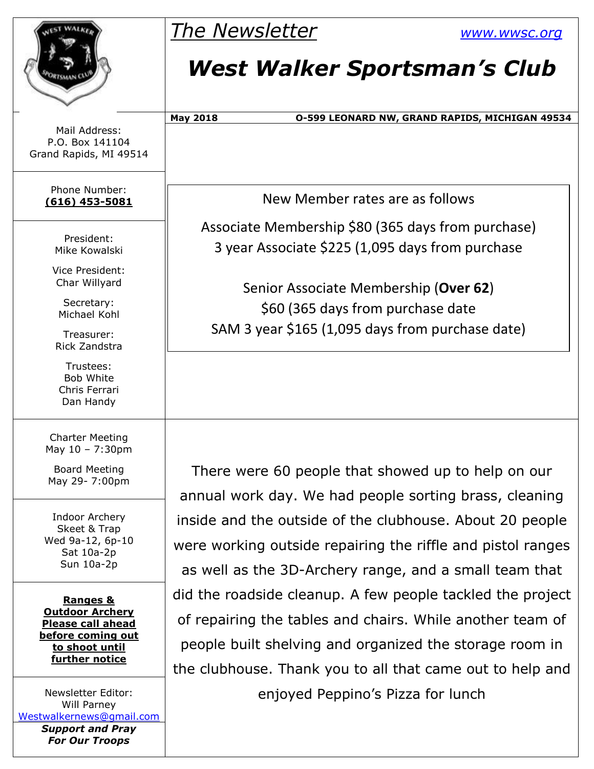# The Newsletter

www.wwsc.org

# West Walker Sportsman's Club

**May 2018** **O-599 LEONARD NW, GRAND RAPIDS, MICHIGAN 49534**

Mail Address:
P.O. Box 141104
Grand Rapids, MI 49514

Phone Number:
**(616) 453-5081**

President:
Mike Kowalski

Vice President:
Char Willyard

Secretary:
Michael Kohl

Treasurer:
Rick Zandstra

Trustees:
Bob White
Chris Ferrari
Dan Handy

Charter Meeting
May 10 – 7:30pm

Board Meeting
May 29- 7:00pm

Indoor Archery
Skeet & Trap
Wed 9a-12, 6p-10
Sat 10a-2p
Sun 10a-2p

**Ranges & Outdoor Archery Please call ahead before coming out to shoot until further notice**

Newsletter Editor:
Will Parney
Westwalkernews@gmail.com

***Support and Pray For Our Troops***

New Member rates are as follows

Associate Membership $80 (365 days from purchase)
3 year Associate $225 (1,095 days from purchase

Senior Associate Membership (**Over 62**)
$60 (365 days from purchase date
SAM 3 year $165 (1,095 days from purchase date)

There were 60 people that showed up to help on our annual work day. We had people sorting brass, cleaning inside and the outside of the clubhouse. About 20 people were working outside repairing the riffle and pistol ranges as well as the 3D-Archery range, and a small team that did the roadside cleanup. A few people tackled the project of repairing the tables and chairs. While another team of people built shelving and organized the storage room in the clubhouse. Thank you to all that came out to help and enjoyed Peppino's Pizza for lunch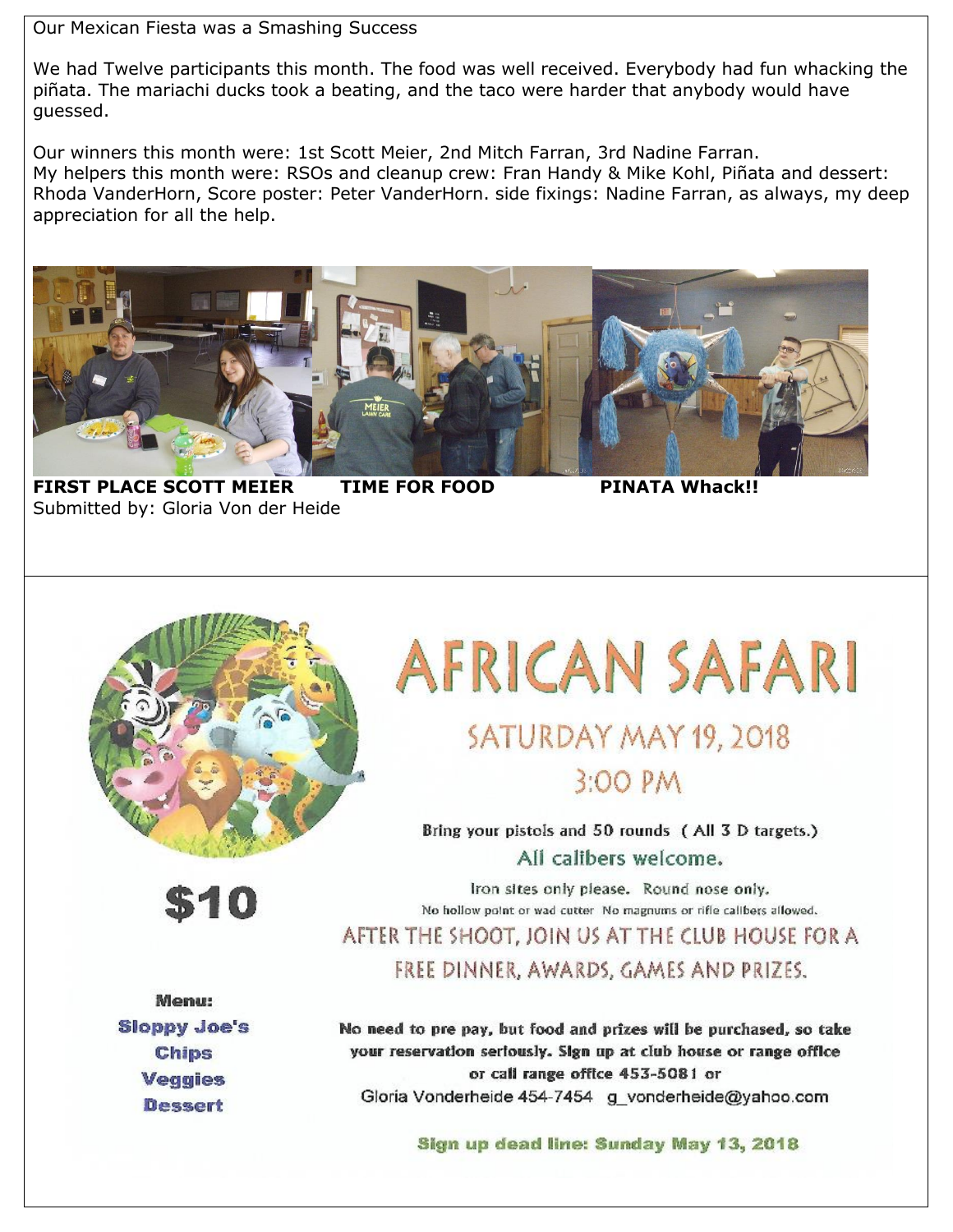Our Mexican Fiesta was a Smashing Success

We had Twelve participants this month. The food was well received. Everybody had fun whacking the piñata. The mariachi ducks took a beating, and the taco were harder that anybody would have guessed.

Our winners this month were: 1st Scott Meier, 2nd Mitch Farran, 3rd Nadine Farran.
My helpers this month were: RSOs and cleanup crew: Fran Handy & Mike Kohl, Piñata and dessert: Rhoda VanderHorn, Score poster: Peter VanderHorn. side fixings: Nadine Farran, as always, my deep appreciation for all the help.

**FIRST PLACE SCOTT MEIER** **TIME FOR FOOD** **PINATA Whack!!**

Submitted by: Gloria Von der Heide

# AFRICAN SAFARI

## SATURDAY MAY 19, 2018

## 3:00 PM

**$10**

Bring your pistols and 50 rounds ( All 3 D targets.)

All calibers welcome.

Iron sites only please. Round nose only.

No hollow point or wad cutter No magnums or rifle calibers allowed.

AFTER THE SHOOT, JOIN US AT THE CLUB HOUSE FOR A FREE DINNER, AWARDS, GAMES AND PRIZES.

**Menu:**
**Sloppy Joe's**
**Chips**
**Veggies**
**Dessert**

**No need to pre pay, but food and prizes will be purchased, so take your reservation seriously. Sign up at club house or range office or call range office 453-5081 or**
Gloria Vonderheide 454-7454 g_vonderheide@yahoo.com

**Sign up dead line: Sunday May 13, 2018**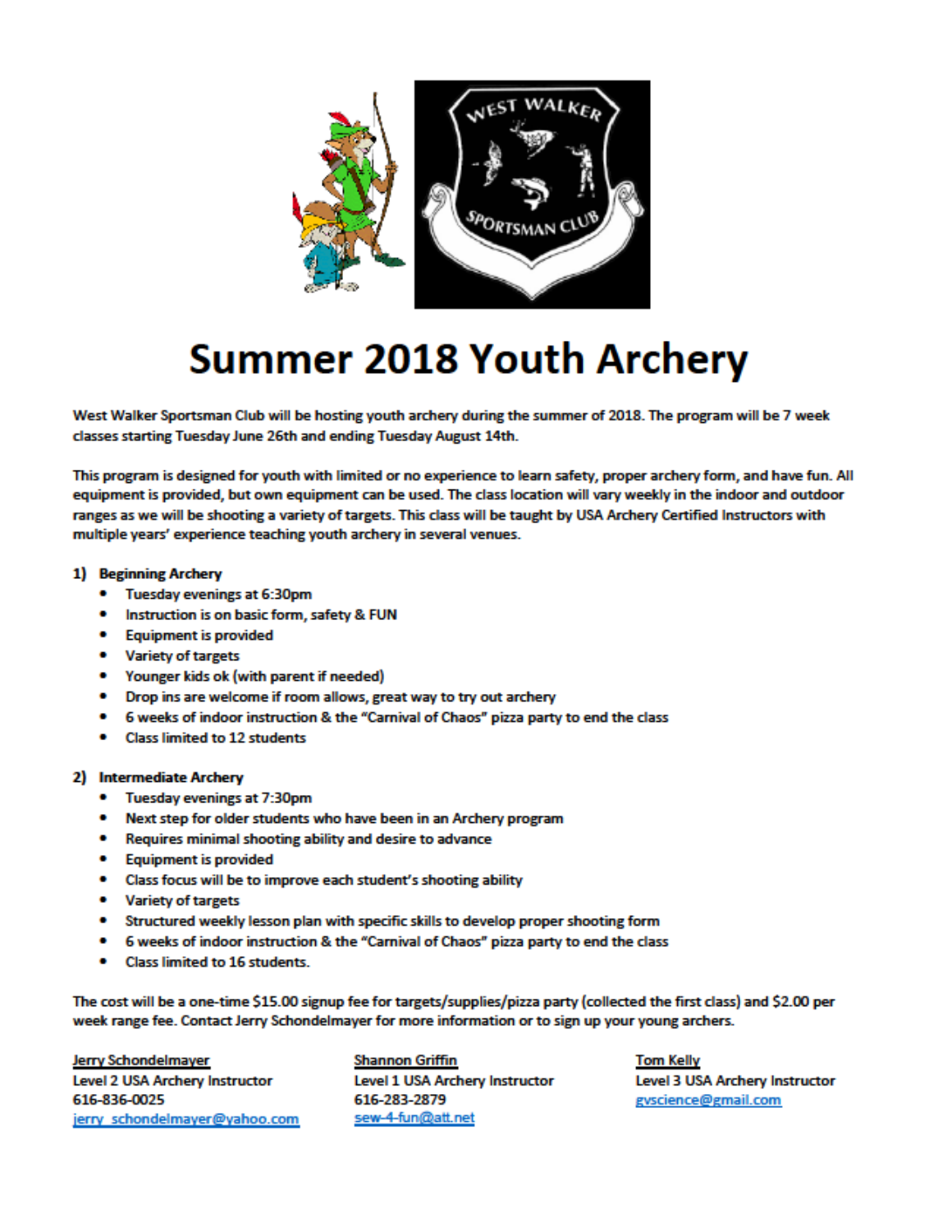# Summer 2018 Youth Archery

West Walker Sportsman Club will be hosting youth archery during the summer of 2018. The program will be 7 week classes starting Tuesday June 26th and ending Tuesday August 14th.

This program is designed for youth with limited or no experience to learn safety, proper archery form, and have fun. All equipment is provided, but own equipment can be used. The class location will vary weekly in the indoor and outdoor ranges as we will be shooting a variety of targets. This class will be taught by USA Archery Certified Instructors with multiple years' experience teaching youth archery in several venues.

1) **Beginning Archery**
   - Tuesday evenings at 6:30pm
   - Instruction is on basic form, safety & FUN
   - Equipment is provided
   - Variety of targets
   - Younger kids ok (with parent if needed)
   - Drop ins are welcome if room allows, great way to try out archery
   - 6 weeks of indoor instruction & the "Carnival of Chaos" pizza party to end the class
   - Class limited to 12 students

2) **Intermediate Archery**
   - Tuesday evenings at 7:30pm
   - Next step for older students who have been in an Archery program
   - Requires minimal shooting ability and desire to advance
   - Equipment is provided
   - Class focus will be to improve each student's shooting ability
   - Variety of targets
   - Structured weekly lesson plan with specific skills to develop proper shooting form
   - 6 weeks of indoor instruction & the "Carnival of Chaos" pizza party to end the class
   - Class limited to 16 students.

The cost will be a one-time $15.00 signup fee for targets/supplies/pizza party (collected the first class) and $2.00 per week range fee. Contact Jerry Schondelmayer for more information or to sign up your young archers.

**Jerry Schondelmayer**
Level 2 USA Archery Instructor
616-836-0025
jerry_schondelmayer@yahoo.com

**Shannon Griffin**
Level 1 USA Archery Instructor
616-283-2879
sew-4-fun@att.net

**Tom Kelly**
Level 3 USA Archery Instructor
gvscience@gmail.com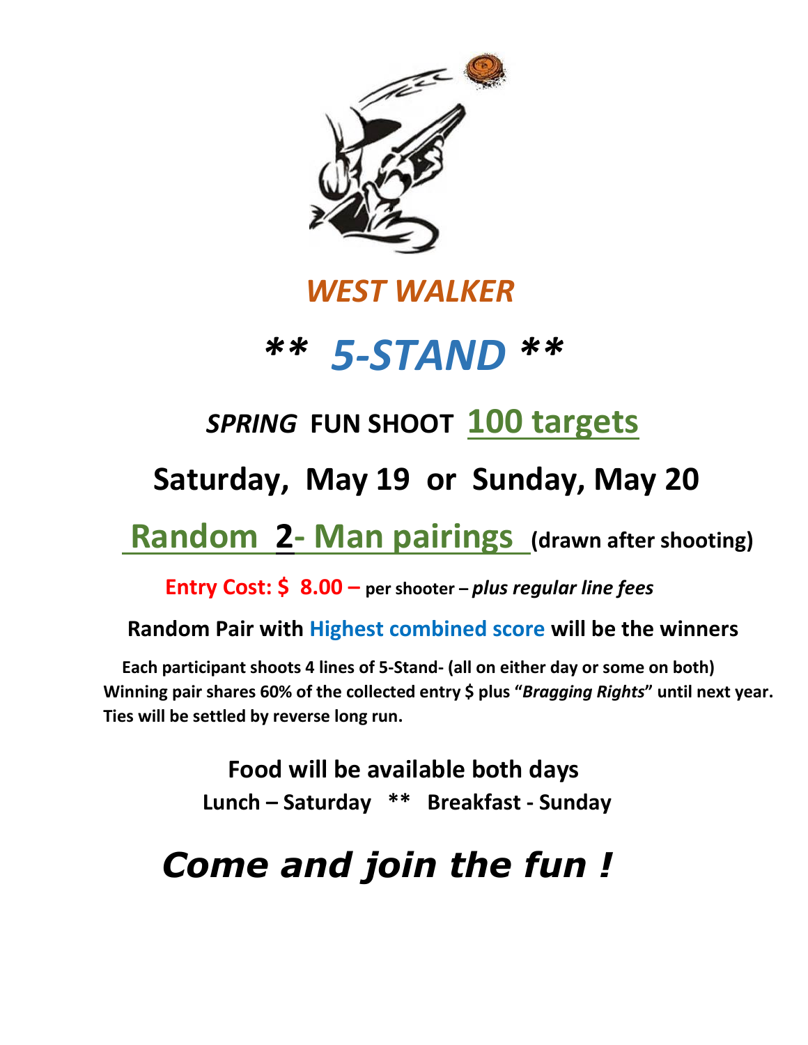# *WEST WALKER*

# *\*\* 5-STAND \*\**

## *SPRING* FUN SHOOT 100 targets

## Saturday, May 19 or Sunday, May 20

## Random 2- Man pairings (drawn after shooting)

**Entry Cost: $ 8.00 –** **per shooter –** ***plus regular line fees***

**Random Pair with Highest combined score will be the winners**

**Each participant shoots 4 lines of 5-Stand- (all on either day or some on both)**
**Winning pair shares 60% of the collected entry $ plus "*Bragging Rights*" until next year.**
**Ties will be settled by reverse long run.**

**Food will be available both days**
**Lunch – Saturday \*\* Breakfast - Sunday**

## *Come and join the fun !*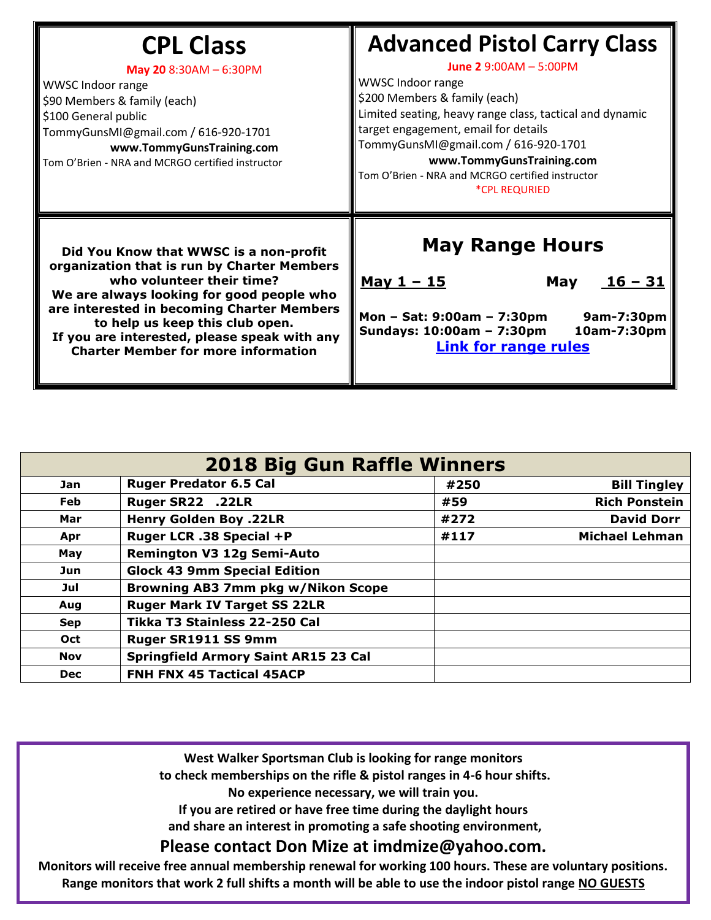## CPL Class

**May 20** 8:30AM – 6:30PM
WWSC Indoor range
$90 Members & family (each)
$100 General public
TommyGunsMI@gmail.com / 616-920-1701
**www.TommyGunsTraining.com**
Tom O'Brien - NRA and MCRGO certified instructor

## Advanced Pistol Carry Class

**June 2** 9:00AM – 5:00PM
WWSC Indoor range
$200 Members & family (each)
Limited seating, heavy range class, tactical and dynamic target engagement, email for details
TommyGunsMI@gmail.com / 616-920-1701
**www.TommyGunsTraining.com**
Tom O'Brien - NRA and MCRGO certified instructor
*CPL REQURIED

**Did You Know that WWSC is a non-profit organization that is run by Charter Members who volunteer their time?**
**We are always looking for good people who are interested in becoming Charter Members to help us keep this club open.**
**If you are interested, please speak with any Charter Member for more information**

## May Range Hours

| | May 1 – 15 | May 16 – 31 |
|---|---|---|
| Mon – Sat: | 9:00am – 7:30pm | 9am-7:30pm |
| Sundays: | 10:00am – 7:30pm | 10am-7:30pm |

**Link for range rules**

| 2018 Big Gun Raffle Winners | | | |
|---|---|---|---|
| Jan | Ruger Predator 6.5 Cal | #250 | Bill Tingley |
| Feb | Ruger SR22 .22LR | #59 | Rich Ponstein |
| Mar | Henry Golden Boy .22LR | #272 | David Dorr |
| Apr | Ruger LCR .38 Special +P | #117 | Michael Lehman |
| May | Remington V3 12g Semi-Auto | | |
| Jun | Glock 43 9mm Special Edition | | |
| Jul | Browning AB3 7mm pkg w/Nikon Scope | | |
| Aug | Ruger Mark IV Target SS 22LR | | |
| Sep | Tikka T3 Stainless 22-250 Cal | | |
| Oct | Ruger SR1911 SS 9mm | | |
| Nov | Springfield Armory Saint AR15 23 Cal | | |
| Dec | FNH FNX 45 Tactical 45ACP | | |

**West Walker Sportsman Club is looking for range monitors**
**to check memberships on the rifle & pistol ranges in 4-6 hour shifts.**
**No experience necessary, we will train you.**
**If you are retired or have free time during the daylight hours**
**and share an interest in promoting a safe shooting environment,**

**Please contact Don Mize at imdmize@yahoo.com.**

**Monitors will receive free annual membership renewal for working 100 hours. These are voluntary positions.**
**Range monitors that work 2 full shifts a month will be able to use the indoor pistol range NO GUESTS**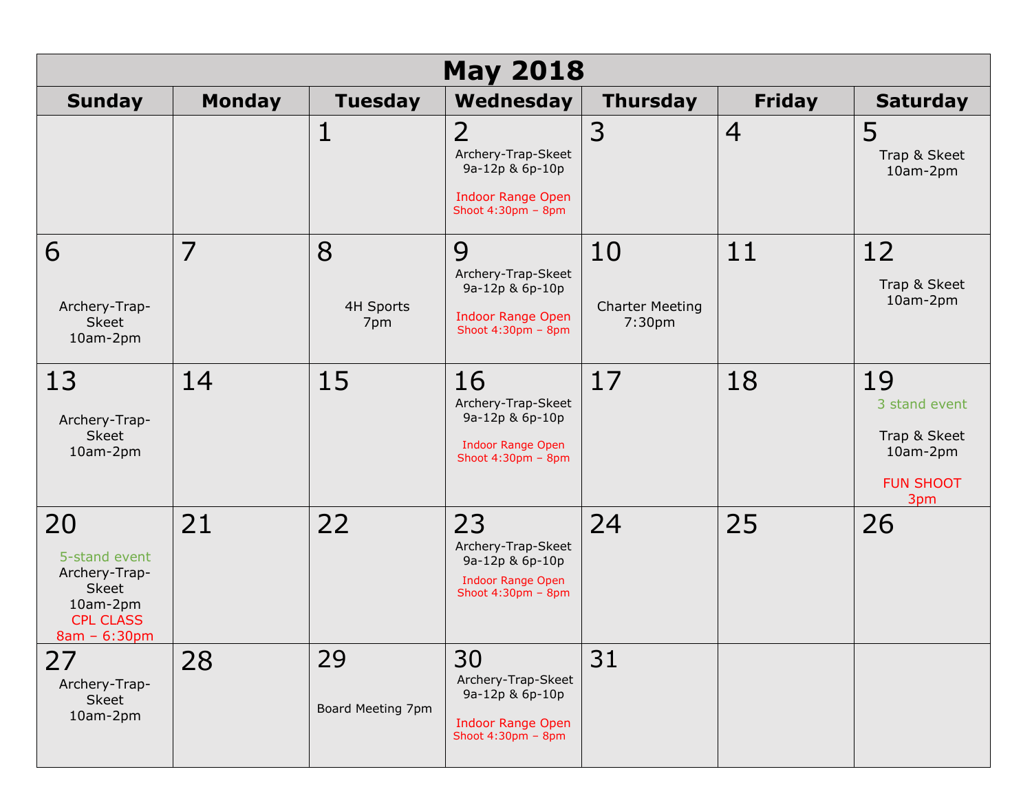# May 2018

| Sunday | Monday | Tuesday | Wednesday | Thursday | Friday | Saturday |
|---|---|---|---|---|---|---|
| | | 1 | 2 Archery-Trap-Skeet 9a-12p & 6p-10p Indoor Range Open Shoot 4:30pm – 8pm | 3 | 4 | 5 Trap & Skeet 10am-2pm |
| 6 Archery-Trap-Skeet 10am-2pm | 7 | 8 4H Sports 7pm | 9 Archery-Trap-Skeet 9a-12p & 6p-10p Indoor Range Open Shoot 4:30pm – 8pm | 10 Charter Meeting 7:30pm | 11 | 12 Trap & Skeet 10am-2pm |
| 13 Archery-Trap-Skeet 10am-2pm | 14 | 15 | 16 Archery-Trap-Skeet 9a-12p & 6p-10p Indoor Range Open Shoot 4:30pm – 8pm | 17 | 18 | 19 3 stand event Trap & Skeet 10am-2pm FUN SHOOT 3pm |
| 20 5-stand event Archery-Trap-Skeet 10am-2pm CPL CLASS 8am – 6:30pm | 21 | 22 | 23 Archery-Trap-Skeet 9a-12p & 6p-10p Indoor Range Open Shoot 4:30pm – 8pm | 24 | 25 | 26 |
| 27 Archery-Trap-Skeet 10am-2pm | 28 | 29 Board Meeting 7pm | 30 Archery-Trap-Skeet 9a-12p & 6p-10p Indoor Range Open Shoot 4:30pm – 8pm | 31 | | |